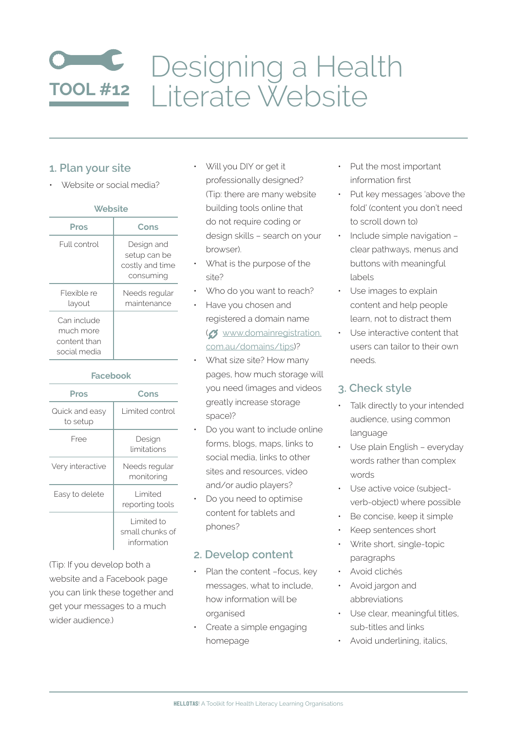# TOOL #12 Designing a Health Literate Website

## 1. Plan your site

- Website or social media?

**Website**

| Pros | Cons |
|---|---|
| Full control | Design and setup can be costly and time consuming |
| Flexible re layout | Needs regular maintenance |
| Can include much more content than social media | |

**Facebook**

| Pros | Cons |
|---|---|
| Quick and easy to setup | Limited control |
| Free | Design limitations |
| Very interactive | Needs regular monitoring |
| Easy to delete | Limited reporting tools |
| | Limited to small chunks of information |

(Tip: If you develop both a website and a Facebook page you can link these together and get your messages to a much wider audience.)

- Will you DIY or get it professionally designed? (Tip: there are many website building tools online that do not require coding or design skills – search on your browser).
- What is the purpose of the site?
- Who do you want to reach?
- Have you chosen and registered a domain name ([www.domainregistration.com.au/domains/tips](www.domainregistration.com.au/domains/tips))?
- What size site? How many pages, how much storage will you need (images and videos greatly increase storage space)?
- Do you want to include online forms, blogs, maps, links to social media, links to other sites and resources, video and/or audio players?
- Do you need to optimise content for tablets and phones?

## 2. Develop content

- Plan the content –focus, key messages, what to include, how information will be organised
- Create a simple engaging homepage
- Put the most important information first
- Put key messages 'above the fold' (content you don't need to scroll down to)
- Include simple navigation – clear pathways, menus and buttons with meaningful labels
- Use images to explain content and help people learn, not to distract them
- Use interactive content that users can tailor to their own needs.

## 3. Check style

- Talk directly to your intended audience, using common language
- Use plain English – everyday words rather than complex words
- Use active voice (subject-verb-object) where possible
- Be concise, keep it simple
- Keep sentences short
- Write short, single-topic paragraphs
- Avoid clichés
- Avoid jargon and abbreviations
- Use clear, meaningful titles, sub-titles and links
- Avoid underlining, italics,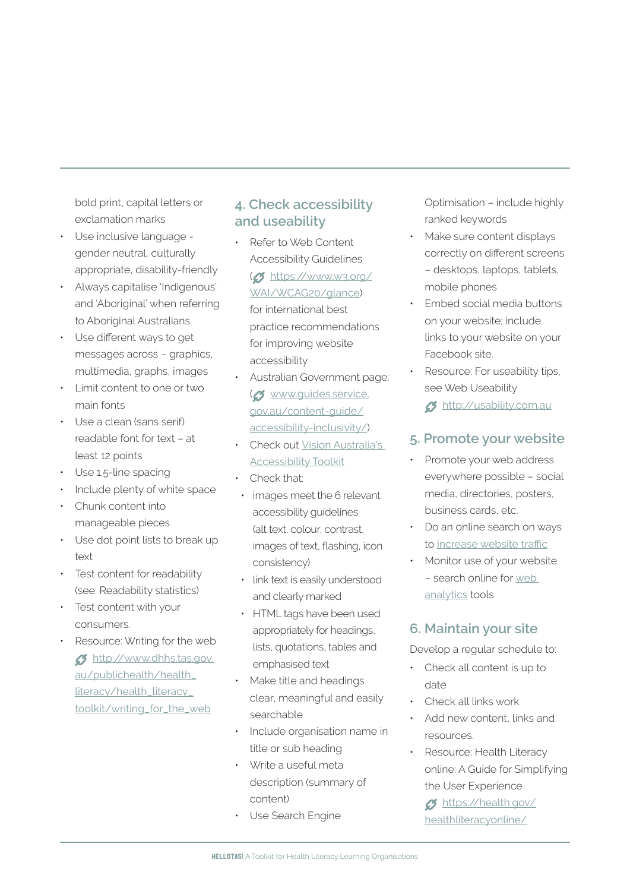bold print, capital letters or exclamation marks

- Use inclusive language - gender neutral, culturally appropriate, disability-friendly
- Always capitalise 'Indigenous' and 'Aboriginal' when referring to Aboriginal Australians
- Use different ways to get messages across – graphics, multimedia, graphs, images
- Limit content to one or two main fonts
- Use a clean (sans serif) readable font for text – at least 12 points
- Use 1.5-line spacing
- Include plenty of white space
- Chunk content into manageable pieces
- Use dot point lists to break up text
- Test content for readability (see: Readability statistics)
- Test content with your consumers.
- Resource: Writing for the web http://www.dhhs.tas.gov.au/publichealth/health_literacy/health_literacy_toolkit/writing_for_the_web

## 4. Check accessibility and useability

- Refer to Web Content Accessibility Guidelines (https://www.w3.org/WAI/WCAG20/glance) for international best practice recommendations for improving website accessibility
- Australian Government page: (www.guides.service.gov.au/content-guide/accessibility-inclusivity/)
- Check out Vision Australia's Accessibility Toolkit
- Check that:
  - images meet the 6 relevant accessibility guidelines (alt text, colour, contrast, images of text, flashing, icon consistency)
  - link text is easily understood and clearly marked
  - HTML tags have been used appropriately for headings, lists, quotations, tables and emphasised text
- Make title and headings clear, meaningful and easily searchable
- Include organisation name in title or sub heading
- Write a useful meta description (summary of content)
- Use Search Engine Optimisation – include highly ranked keywords
- Make sure content displays correctly on different screens – desktops, laptops, tablets, mobile phones
- Embed social media buttons on your website; include links to your website on your Facebook site.
- Resource: For useability tips, see Web Useability http://usability.com.au

## 5. Promote your website

- Promote your web address everywhere possible – social media, directories, posters, business cards, etc.
- Do an online search on ways to increase website traffic
- Monitor use of your website – search online for web analytics tools

## 6. Maintain your site

Develop a regular schedule to:

- Check all content is up to date
- Check all links work
- Add new content, links and resources.
- Resource: Health Literacy online: A Guide for Simplifying the User Experience https://health.gov/healthliteracyonline/